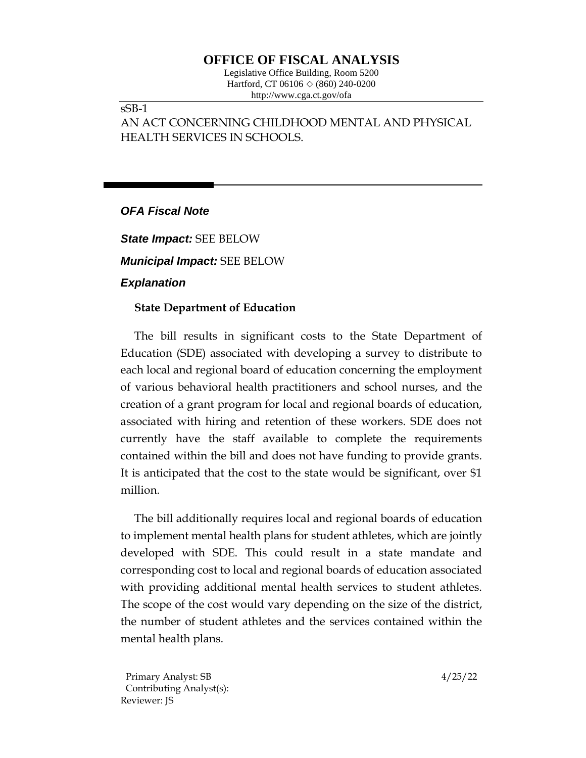# OFFICE OF FISCAL ANALYSIS

Legislative Office Building, Room 5200
Hartford, CT 06106 ◇ (860) 240-0200
http://www.cga.ct.gov/ofa

sSB-1
AN ACT CONCERNING CHILDHOOD MENTAL AND PHYSICAL HEALTH SERVICES IN SCHOOLS.

## *OFA Fiscal Note*

***State Impact:*** SEE BELOW

***Municipal Impact:*** SEE BELOW

## *Explanation*

### State Department of Education

The bill results in significant costs to the State Department of Education (SDE) associated with developing a survey to distribute to each local and regional board of education concerning the employment of various behavioral health practitioners and school nurses, and the creation of a grant program for local and regional boards of education, associated with hiring and retention of these workers. SDE does not currently have the staff available to complete the requirements contained within the bill and does not have funding to provide grants. It is anticipated that the cost to the state would be significant, over $1 million.

The bill additionally requires local and regional boards of education to implement mental health plans for student athletes, which are jointly developed with SDE. This could result in a state mandate and corresponding cost to local and regional boards of education associated with providing additional mental health services to student athletes. The scope of the cost would vary depending on the size of the district, the number of student athletes and the services contained within the mental health plans.

Primary Analyst: SB
Contributing Analyst(s):
Reviewer: JS

4/25/22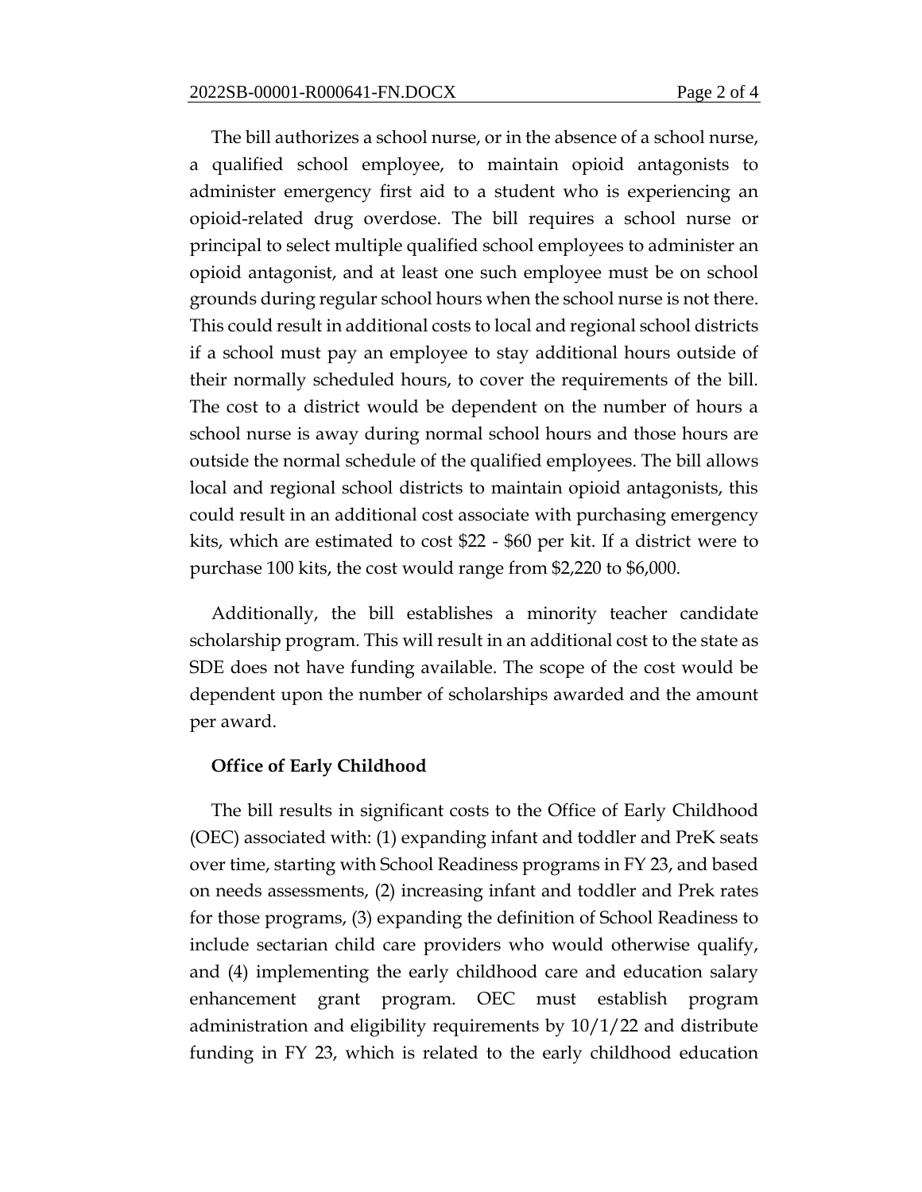The bill authorizes a school nurse, or in the absence of a school nurse, a qualified school employee, to maintain opioid antagonists to administer emergency first aid to a student who is experiencing an opioid-related drug overdose. The bill requires a school nurse or principal to select multiple qualified school employees to administer an opioid antagonist, and at least one such employee must be on school grounds during regular school hours when the school nurse is not there. This could result in additional costs to local and regional school districts if a school must pay an employee to stay additional hours outside of their normally scheduled hours, to cover the requirements of the bill. The cost to a district would be dependent on the number of hours a school nurse is away during normal school hours and those hours are outside the normal schedule of the qualified employees. The bill allows local and regional school districts to maintain opioid antagonists, this could result in an additional cost associate with purchasing emergency kits, which are estimated to cost $22 - $60 per kit. If a district were to purchase 100 kits, the cost would range from $2,220 to $6,000.

Additionally, the bill establishes a minority teacher candidate scholarship program. This will result in an additional cost to the state as SDE does not have funding available. The scope of the cost would be dependent upon the number of scholarships awarded and the amount per award.

**Office of Early Childhood**

The bill results in significant costs to the Office of Early Childhood (OEC) associated with: (1) expanding infant and toddler and PreK seats over time, starting with School Readiness programs in FY 23, and based on needs assessments, (2) increasing infant and toddler and Prek rates for those programs, (3) expanding the definition of School Readiness to include sectarian child care providers who would otherwise qualify, and (4) implementing the early childhood care and education salary enhancement grant program. OEC must establish program administration and eligibility requirements by 10/1/22 and distribute funding in FY 23, which is related to the early childhood education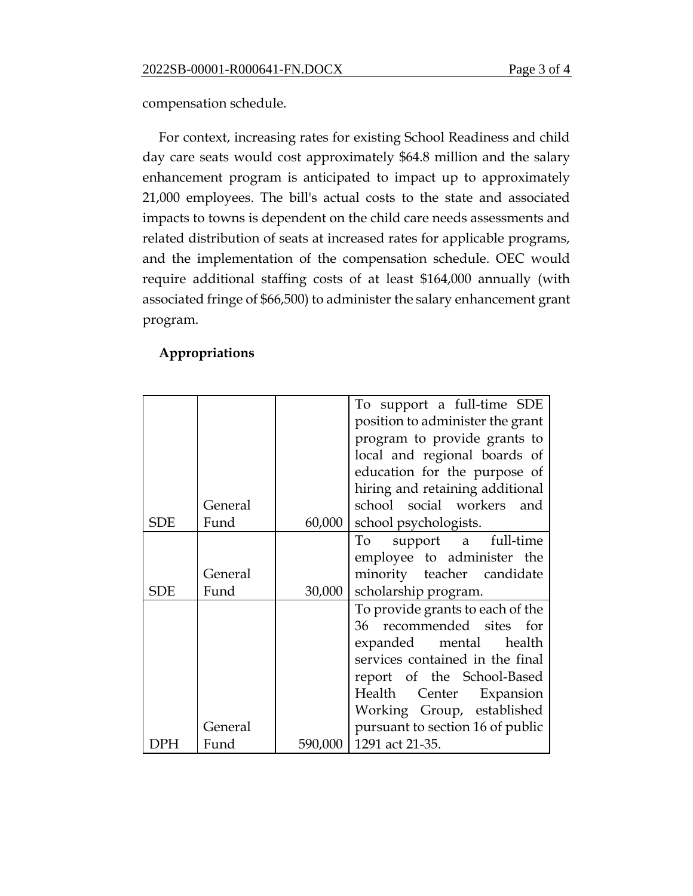compensation schedule.

For context, increasing rates for existing School Readiness and child day care seats would cost approximately $64.8 million and the salary enhancement program is anticipated to impact up to approximately 21,000 employees. The bill's actual costs to the state and associated impacts to towns is dependent on the child care needs assessments and related distribution of seats at increased rates for applicable programs, and the implementation of the compensation schedule. OEC would require additional staffing costs of at least $164,000 annually (with associated fringe of $66,500) to administer the salary enhancement grant program.

**Appropriations**

| | | | |
|---|---|---|---|
| SDE | General Fund | 60,000 | To support a full-time SDE position to administer the grant program to provide grants to local and regional boards of education for the purpose of hiring and retaining additional school social workers and school psychologists. |
| SDE | General Fund | 30,000 | To support a full-time employee to administer the minority teacher candidate scholarship program. |
| DPH | General Fund | 590,000 | To provide grants to each of the 36 recommended sites for expanded mental health services contained in the final report of the School-Based Health Center Expansion Working Group, established pursuant to section 16 of public 1291 act 21-35. |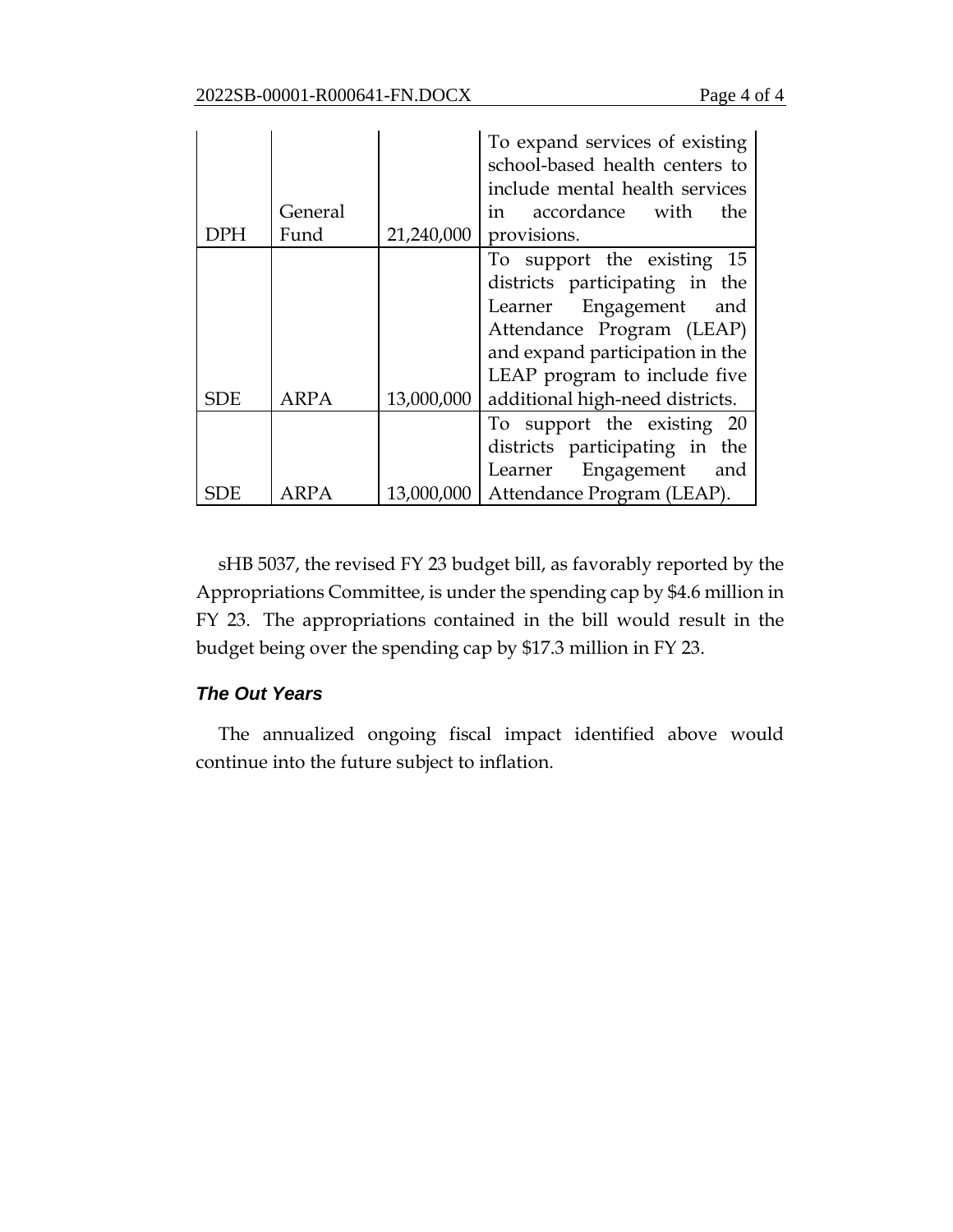| | | | |
|---|---|---|---|
| DPH | General Fund | 21,240,000 | To expand services of existing school-based health centers to include mental health services in accordance with the provisions. |
| SDE | ARPA | 13,000,000 | To support the existing 15 districts participating in the Learner Engagement and Attendance Program (LEAP) and expand participation in the LEAP program to include five additional high-need districts. |
| SDE | ARPA | 13,000,000 | To support the existing 20 districts participating in the Learner Engagement and Attendance Program (LEAP). |

sHB 5037, the revised FY 23 budget bill, as favorably reported by the Appropriations Committee, is under the spending cap by $4.6 million in FY 23. The appropriations contained in the bill would result in the budget being over the spending cap by $17.3 million in FY 23.

***The Out Years***

The annualized ongoing fiscal impact identified above would continue into the future subject to inflation.